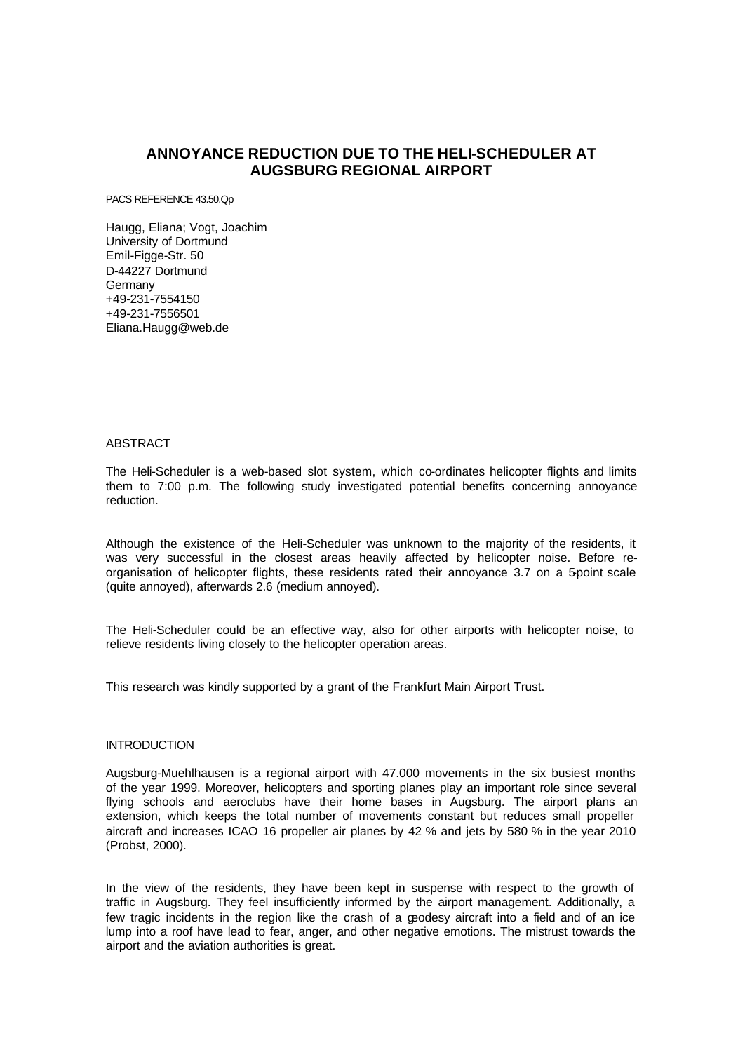# ANNOYANCE REDUCTION DUE TO THE HELI-SCHEDULER AT AUGSBURG REGIONAL AIRPORT

PACS REFERENCE 43.50.Qp

Haugg, Eliana; Vogt, Joachim
University of Dortmund
Emil-Figge-Str. 50
D-44227 Dortmund
Germany
+49-231-7554150
+49-231-7556501
Eliana.Haugg@web.de

## ABSTRACT

The Heli-Scheduler is a web-based slot system, which co-ordinates helicopter flights and limits them to 7:00 p.m. The following study investigated potential benefits concerning annoyance reduction.

Although the existence of the Heli-Scheduler was unknown to the majority of the residents, it was very successful in the closest areas heavily affected by helicopter noise. Before re-organisation of helicopter flights, these residents rated their annoyance 3.7 on a 5-point scale (quite annoyed), afterwards 2.6 (medium annoyed).

The Heli-Scheduler could be an effective way, also for other airports with helicopter noise, to relieve residents living closely to the helicopter operation areas.

This research was kindly supported by a grant of the Frankfurt Main Airport Trust.

## INTRODUCTION

Augsburg-Muehlhausen is a regional airport with 47.000 movements in the six busiest months of the year 1999. Moreover, helicopters and sporting planes play an important role since several flying schools and aeroclubs have their home bases in Augsburg. The airport plans an extension, which keeps the total number of movements constant but reduces small propeller aircraft and increases ICAO 16 propeller air planes by 42 % and jets by 580 % in the year 2010 (Probst, 2000).

In the view of the residents, they have been kept in suspense with respect to the growth of traffic in Augsburg. They feel insufficiently informed by the airport management. Additionally, a few tragic incidents in the region like the crash of a geodesy aircraft into a field and of an ice lump into a roof have lead to fear, anger, and other negative emotions. The mistrust towards the airport and the aviation authorities is great.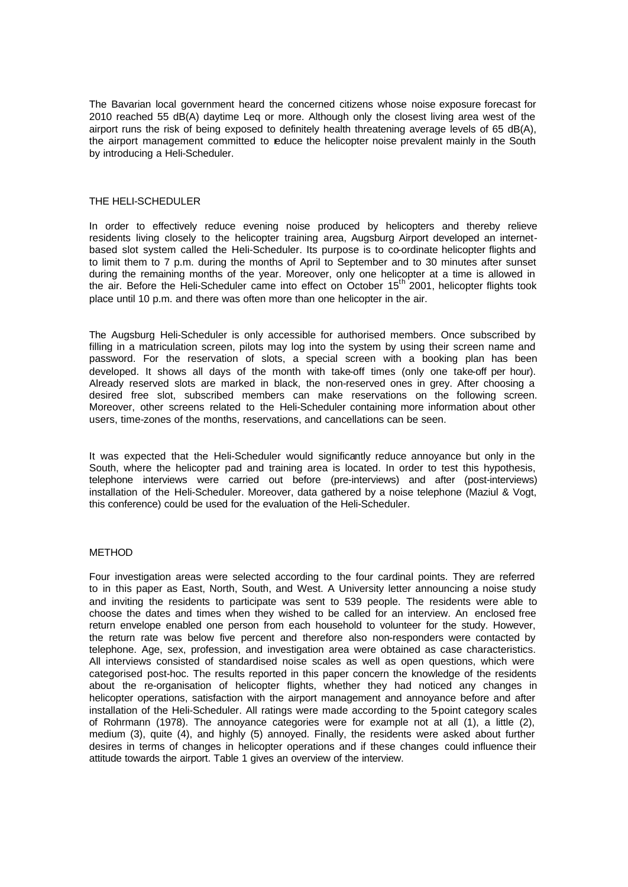The Bavarian local government heard the concerned citizens whose noise exposure forecast for 2010 reached 55 dB(A) daytime Leq or more. Although only the closest living area west of the airport runs the risk of being exposed to definitely health threatening average levels of 65 dB(A), the airport management committed to reduce the helicopter noise prevalent mainly in the South by introducing a Heli-Scheduler.

## THE HELI-SCHEDULER

In order to effectively reduce evening noise produced by helicopters and thereby relieve residents living closely to the helicopter training area, Augsburg Airport developed an internet-based slot system called the Heli-Scheduler. Its purpose is to co-ordinate helicopter flights and to limit them to 7 p.m. during the months of April to September and to 30 minutes after sunset during the remaining months of the year. Moreover, only one helicopter at a time is allowed in the air. Before the Heli-Scheduler came into effect on October 15th 2001, helicopter flights took place until 10 p.m. and there was often more than one helicopter in the air.

The Augsburg Heli-Scheduler is only accessible for authorised members. Once subscribed by filling in a matriculation screen, pilots may log into the system by using their screen name and password. For the reservation of slots, a special screen with a booking plan has been developed. It shows all days of the month with take-off times (only one take-off per hour). Already reserved slots are marked in black, the non-reserved ones in grey. After choosing a desired free slot, subscribed members can make reservations on the following screen. Moreover, other screens related to the Heli-Scheduler containing more information about other users, time-zones of the months, reservations, and cancellations can be seen.

It was expected that the Heli-Scheduler would significantly reduce annoyance but only in the South, where the helicopter pad and training area is located. In order to test this hypothesis, telephone interviews were carried out before (pre-interviews) and after (post-interviews) installation of the Heli-Scheduler. Moreover, data gathered by a noise telephone (Maziul & Vogt, this conference) could be used for the evaluation of the Heli-Scheduler.

## METHOD

Four investigation areas were selected according to the four cardinal points. They are referred to in this paper as East, North, South, and West. A University letter announcing a noise study and inviting the residents to participate was sent to 539 people. The residents were able to choose the dates and times when they wished to be called for an interview. An enclosed free return envelope enabled one person from each household to volunteer for the study. However, the return rate was below five percent and therefore also non-responders were contacted by telephone. Age, sex, profession, and investigation area were obtained as case characteristics. All interviews consisted of standardised noise scales as well as open questions, which were categorised post-hoc. The results reported in this paper concern the knowledge of the residents about the re-organisation of helicopter flights, whether they had noticed any changes in helicopter operations, satisfaction with the airport management and annoyance before and after installation of the Heli-Scheduler. All ratings were made according to the 5-point category scales of Rohrmann (1978). The annoyance categories were for example not at all (1), a little (2), medium (3), quite (4), and highly (5) annoyed. Finally, the residents were asked about further desires in terms of changes in helicopter operations and if these changes could influence their attitude towards the airport. Table 1 gives an overview of the interview.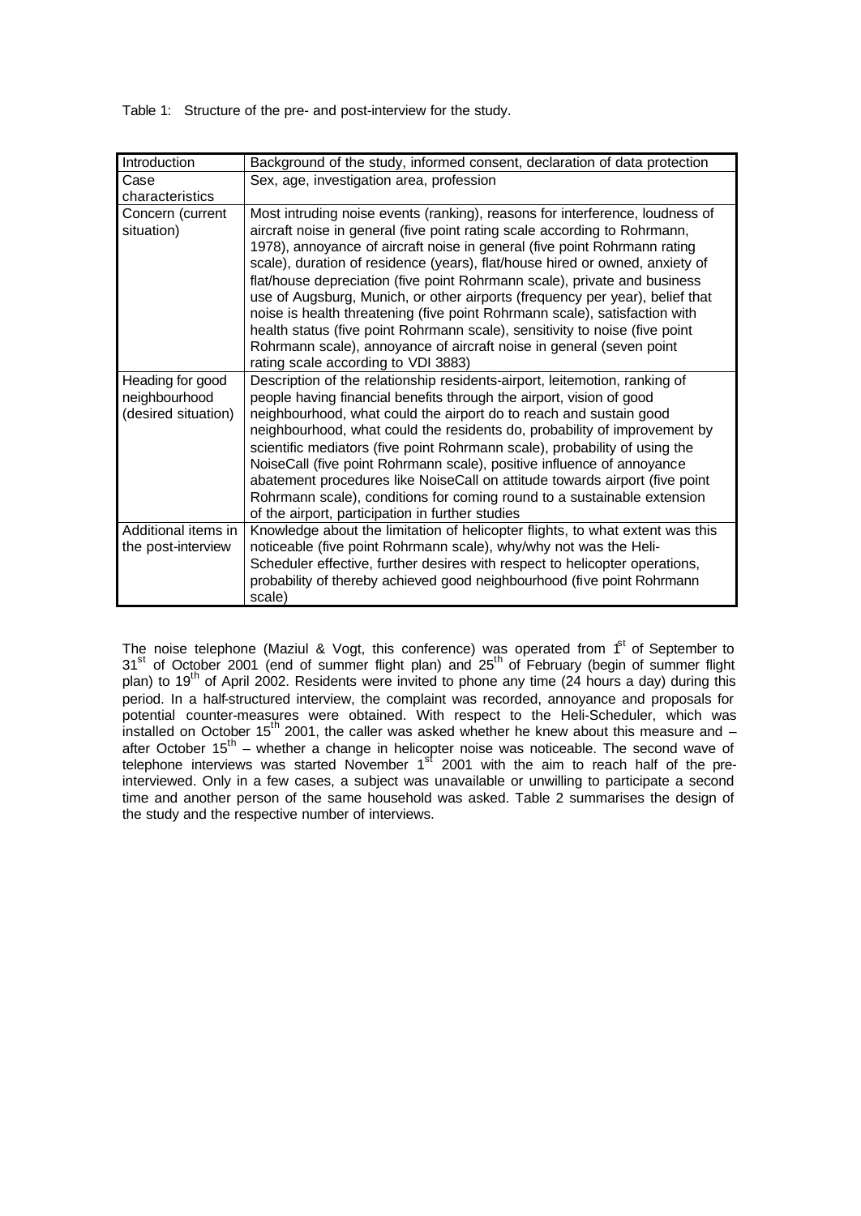Table 1: Structure of the pre- and post-interview for the study.

| | |
|---|---|
| Introduction | Background of the study, informed consent, declaration of data protection |
| Case characteristics | Sex, age, investigation area, profession |
| Concern (current situation) | Most intruding noise events (ranking), reasons for interference, loudness of aircraft noise in general (five point rating scale according to Rohrmann, 1978), annoyance of aircraft noise in general (five point Rohrmann rating scale), duration of residence (years), flat/house hired or owned, anxiety of flat/house depreciation (five point Rohrmann scale), private and business use of Augsburg, Munich, or other airports (frequency per year), belief that noise is health threatening (five point Rohrmann scale), satisfaction with health status (five point Rohrmann scale), sensitivity to noise (five point Rohrmann scale), annoyance of aircraft noise in general (seven point rating scale according to VDI 3883) |
| Heading for good neighbourhood (desired situation) | Description of the relationship residents-airport, leitemotion, ranking of people having financial benefits through the airport, vision of good neighbourhood, what could the airport do to reach and sustain good neighbourhood, what could the residents do, probability of improvement by scientific mediators (five point Rohrmann scale), probability of using the NoiseCall (five point Rohrmann scale), positive influence of annoyance abatement procedures like NoiseCall on attitude towards airport (five point Rohrmann scale), conditions for coming round to a sustainable extension of the airport, participation in further studies |
| Additional items in the post-interview | Knowledge about the limitation of helicopter flights, to what extent was this noticeable (five point Rohrmann scale), why/why not was the Heli-Scheduler effective, further desires with respect to helicopter operations, probability of thereby achieved good neighbourhood (five point Rohrmann scale) |

The noise telephone (Maziul & Vogt, this conference) was operated from 1st of September to 31st of October 2001 (end of summer flight plan) and 25th of February (begin of summer flight plan) to 19th of April 2002. Residents were invited to phone any time (24 hours a day) during this period. In a half-structured interview, the complaint was recorded, annoyance and proposals for potential counter-measures were obtained. With respect to the Heli-Scheduler, which was installed on October 15th 2001, the caller was asked whether he knew about this measure and – after October 15th – whether a change in helicopter noise was noticeable. The second wave of telephone interviews was started November 1st 2001 with the aim to reach half of the pre-interviewed. Only in a few cases, a subject was unavailable or unwilling to participate a second time and another person of the same household was asked. Table 2 summarises the design of the study and the respective number of interviews.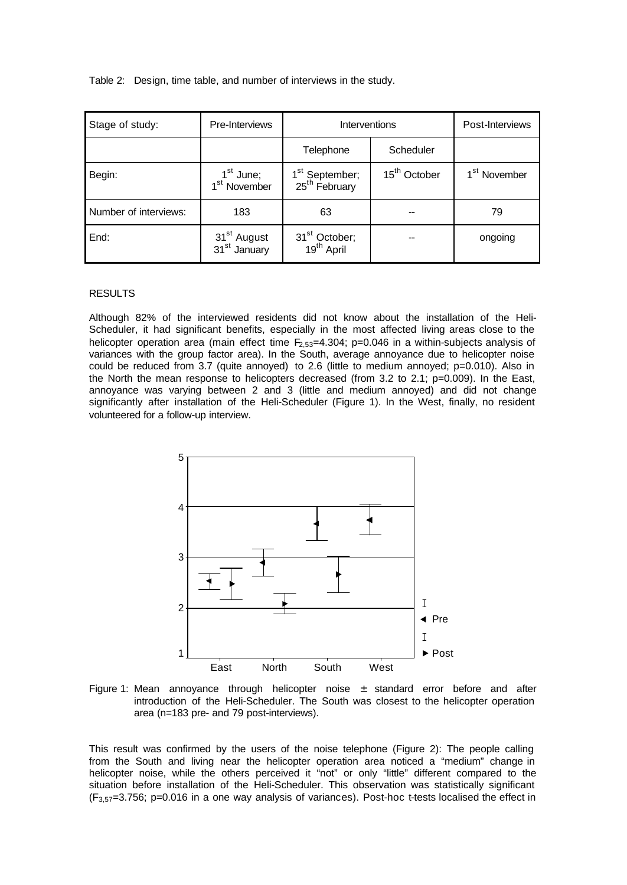Table 2: Design, time table, and number of interviews in the study.

| Stage of study: | Pre-Interviews | Interventions | | Post-Interviews |
|---|---|---|---|---|
| | | Telephone | Scheduler | |
| Begin: | 1st June; 1st November | 1st September; 25th February | 15th October | 1st November |
| Number of interviews: | 183 | 63 | -- | 79 |
| End: | 31st August 31st January | 31st October; 19th April | -- | ongoing |

RESULTS

Although 82% of the interviewed residents did not know about the installation of the Heli-Scheduler, it had significant benefits, especially in the most affected living areas close to the helicopter operation area (main effect time $F_{2,53}$=4.304; p=0.046 in a within-subjects analysis of variances with the group factor area). In the South, average annoyance due to helicopter noise could be reduced from 3.7 (quite annoyed) to 2.6 (little to medium annoyed; p=0.010). Also in the North the mean response to helicopters decreased (from 3.2 to 2.1; p=0.009). In the East, annoyance was varying between 2 and 3 (little and medium annoyed) and did not change significantly after installation of the Heli-Scheduler (Figure 1). In the West, finally, no resident volunteered for a follow-up interview.

Figure 1: Mean annoyance through helicopter noise ± standard error before and after introduction of the Heli-Scheduler. The South was closest to the helicopter operation area (n=183 pre- and 79 post-interviews).

This result was confirmed by the users of the noise telephone (Figure 2): The people calling from the South and living near the helicopter operation area noticed a "medium" change in helicopter noise, while the others perceived it "not" or only "little" different compared to the situation before installation of the Heli-Scheduler. This observation was statistically significant ($F_{3,57}$=3.756; p=0.016 in a one way analysis of variances). Post-hoc t-tests localised the effect in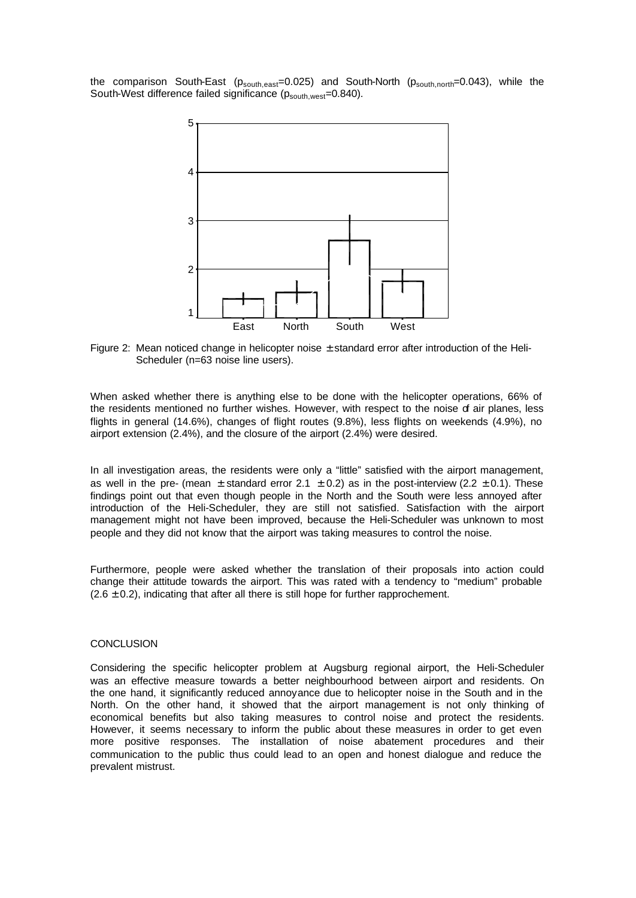the comparison South-East ($p_{south,east}$=0.025) and South-North ($p_{south,north}$=0.043), while the South-West difference failed significance ($p_{south,west}$=0.840).

Figure 2: Mean noticed change in helicopter noise ± standard error after introduction of the Heli-Scheduler (n=63 noise line users).

When asked whether there is anything else to be done with the helicopter operations, 66% of the residents mentioned no further wishes. However, with respect to the noise of air planes, less flights in general (14.6%), changes of flight routes (9.8%), less flights on weekends (4.9%), no airport extension (2.4%), and the closure of the airport (2.4%) were desired.

In all investigation areas, the residents were only a "little" satisfied with the airport management, as well in the pre- (mean ± standard error 2.1 ± 0.2) as in the post-interview (2.2 ± 0.1). These findings point out that even though people in the North and the South were less annoyed after introduction of the Heli-Scheduler, they are still not satisfied. Satisfaction with the airport management might not have been improved, because the Heli-Scheduler was unknown to most people and they did not know that the airport was taking measures to control the noise.

Furthermore, people were asked whether the translation of their proposals into action could change their attitude towards the airport. This was rated with a tendency to "medium" probable (2.6 ± 0.2), indicating that after all there is still hope for further rapprochement.

## CONCLUSION

Considering the specific helicopter problem at Augsburg regional airport, the Heli-Scheduler was an effective measure towards a better neighbourhood between airport and residents. On the one hand, it significantly reduced annoyance due to helicopter noise in the South and in the North. On the other hand, it showed that the airport management is not only thinking of economical benefits but also taking measures to control noise and protect the residents. However, it seems necessary to inform the public about these measures in order to get even more positive responses. The installation of noise abatement procedures and their communication to the public thus could lead to an open and honest dialogue and reduce the prevalent mistrust.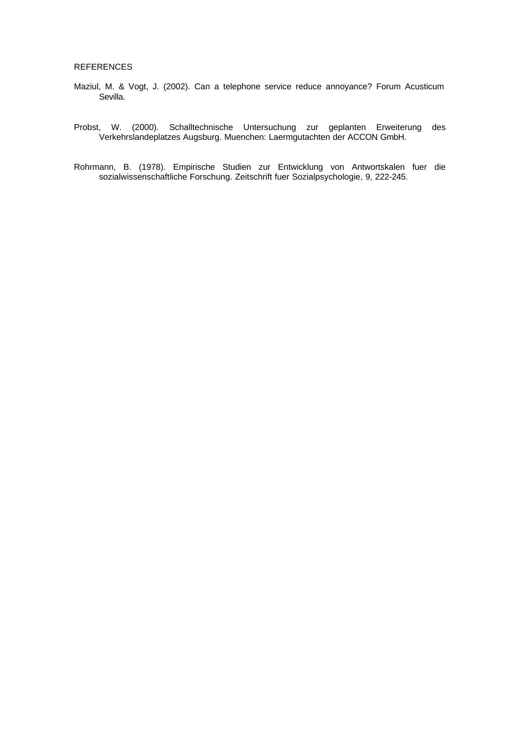REFERENCES

Maziul, M. & Vogt, J. (2002). Can a telephone service reduce annoyance? Forum Acusticum Sevilla.

Probst, W. (2000). Schalltechnische Untersuchung zur geplanten Erweiterung des Verkehrslandeplatzes Augsburg. Muenchen: Laermgutachten der ACCON GmbH.

Rohrmann, B. (1978). Empirische Studien zur Entwicklung von Antwortskalen fuer die sozialwissenschaftliche Forschung. Zeitschrift fuer Sozialpsychologie, 9, 222-245.